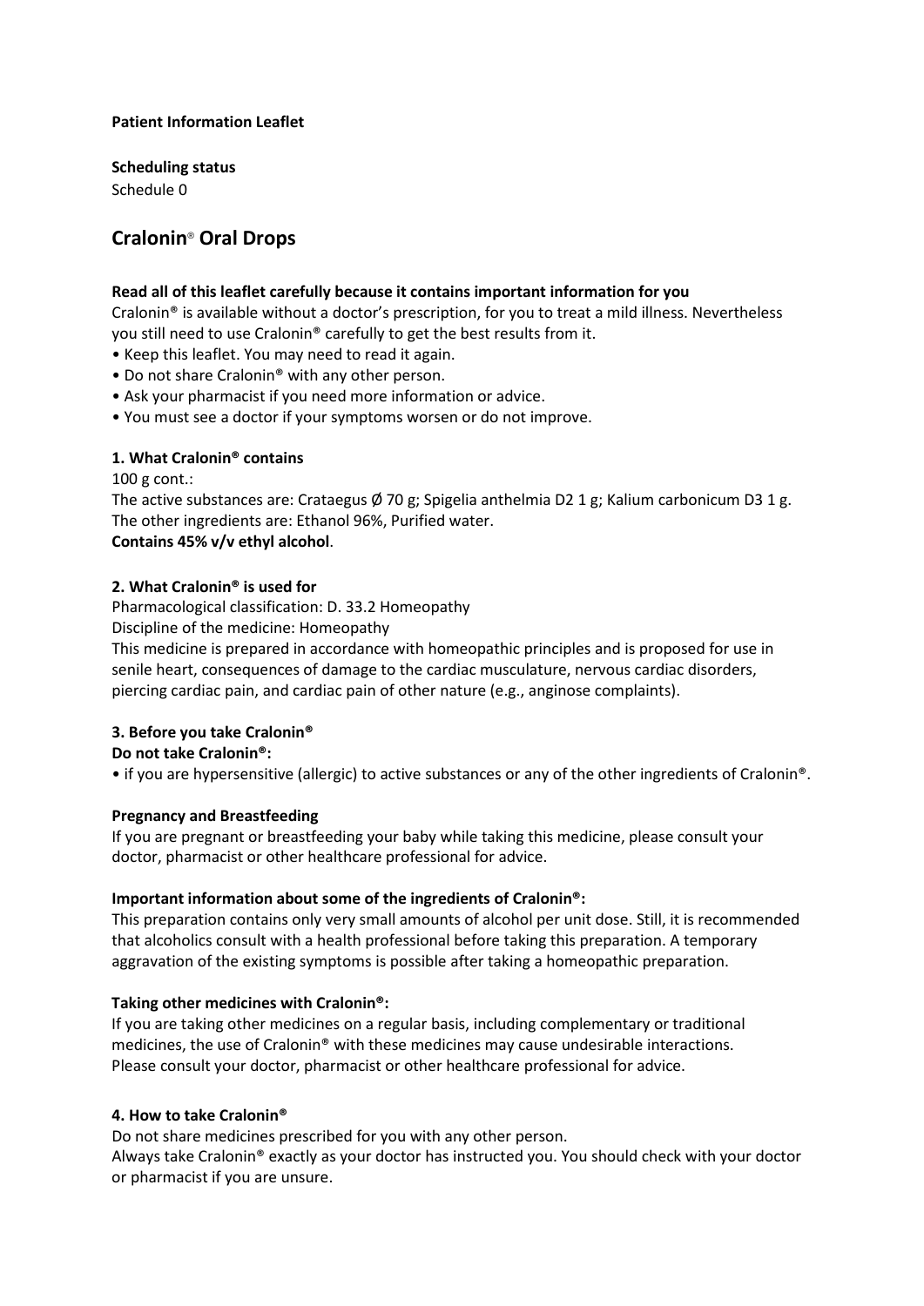**Patient Information Leaflet**

**Scheduling status**

Schedule 0

# Cralonin® Oral Drops

**Read all of this leaflet carefully because it contains important information for you**

Cralonin® is available without a doctor's prescription, for you to treat a mild illness. Nevertheless you still need to use Cralonin® carefully to get the best results from it.

- Keep this leaflet. You may need to read it again.
- Do not share Cralonin® with any other person.
- Ask your pharmacist if you need more information or advice.
- You must see a doctor if your symptoms worsen or do not improve.

**1. What Cralonin® contains**

100 g cont.:

The active substances are: Crataegus Ø 70 g; Spigelia anthelmia D2 1 g; Kalium carbonicum D3 1 g.

The other ingredients are: Ethanol 96%, Purified water.

**Contains 45% v/v ethyl alcohol**.

**2. What Cralonin® is used for**

Pharmacological classification: D. 33.2 Homeopathy

Discipline of the medicine: Homeopathy

This medicine is prepared in accordance with homeopathic principles and is proposed for use in senile heart, consequences of damage to the cardiac musculature, nervous cardiac disorders, piercing cardiac pain, and cardiac pain of other nature (e.g., anginose complaints).

**3. Before you take Cralonin®**

**Do not take Cralonin®:**

- if you are hypersensitive (allergic) to active substances or any of the other ingredients of Cralonin®.

**Pregnancy and Breastfeeding**

If you are pregnant or breastfeeding your baby while taking this medicine, please consult your doctor, pharmacist or other healthcare professional for advice.

**Important information about some of the ingredients of Cralonin®:**

This preparation contains only very small amounts of alcohol per unit dose. Still, it is recommended that alcoholics consult with a health professional before taking this preparation. A temporary aggravation of the existing symptoms is possible after taking a homeopathic preparation.

**Taking other medicines with Cralonin®:**

If you are taking other medicines on a regular basis, including complementary or traditional medicines, the use of Cralonin® with these medicines may cause undesirable interactions.
Please consult your doctor, pharmacist or other healthcare professional for advice.

**4. How to take Cralonin®**

Do not share medicines prescribed for you with any other person.

Always take Cralonin® exactly as your doctor has instructed you. You should check with your doctor or pharmacist if you are unsure.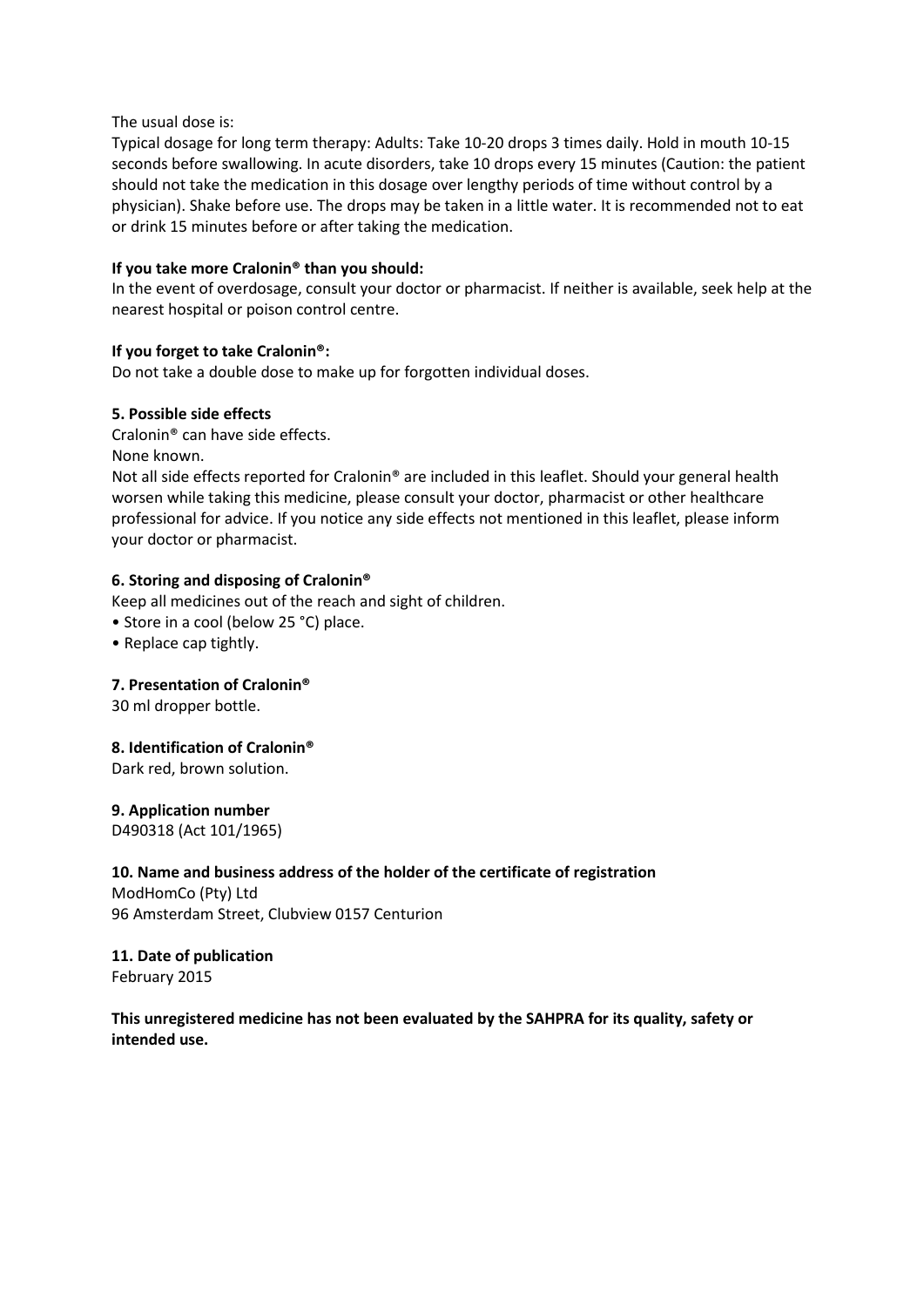The usual dose is:

Typical dosage for long term therapy: Adults: Take 10-20 drops 3 times daily. Hold in mouth 10-15 seconds before swallowing. In acute disorders, take 10 drops every 15 minutes (Caution: the patient should not take the medication in this dosage over lengthy periods of time without control by a physician). Shake before use. The drops may be taken in a little water. It is recommended not to eat or drink 15 minutes before or after taking the medication.

**If you take more Cralonin® than you should:**

In the event of overdosage, consult your doctor or pharmacist. If neither is available, seek help at the nearest hospital or poison control centre.

**If you forget to take Cralonin®:**

Do not take a double dose to make up for forgotten individual doses.

**5. Possible side effects**

Cralonin® can have side effects.

None known.

Not all side effects reported for Cralonin® are included in this leaflet. Should your general health worsen while taking this medicine, please consult your doctor, pharmacist or other healthcare professional for advice. If you notice any side effects not mentioned in this leaflet, please inform your doctor or pharmacist.

**6. Storing and disposing of Cralonin®**

Keep all medicines out of the reach and sight of children.

- Store in a cool (below 25 °C) place.
- Replace cap tightly.

**7. Presentation of Cralonin®**

30 ml dropper bottle.

**8. Identification of Cralonin®**

Dark red, brown solution.

**9. Application number**

D490318 (Act 101/1965)

**10. Name and business address of the holder of the certificate of registration**

ModHomCo (Pty) Ltd
96 Amsterdam Street, Clubview 0157 Centurion

**11. Date of publication**

February 2015

**This unregistered medicine has not been evaluated by the SAHPRA for its quality, safety or intended use.**